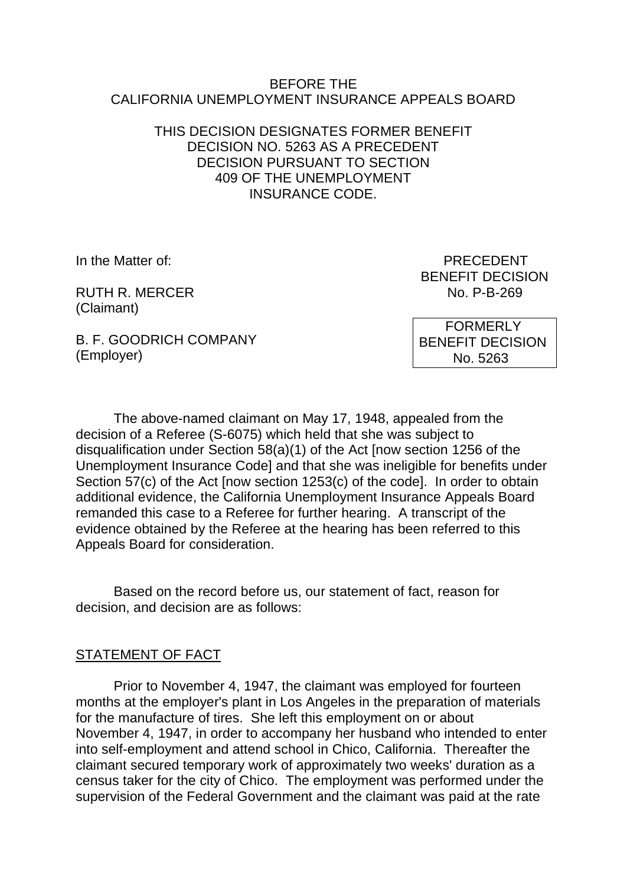BEFORE THE
CALIFORNIA UNEMPLOYMENT INSURANCE APPEALS BOARD

THIS DECISION DESIGNATES FORMER BENEFIT DECISION NO. 5263 AS A PRECEDENT DECISION PURSUANT TO SECTION 409 OF THE UNEMPLOYMENT INSURANCE CODE.

In the Matter of:

RUTH R. MERCER
(Claimant)

B. F. GOODRICH COMPANY
(Employer)

PRECEDENT
BENEFIT DECISION
No. P-B-269

FORMERLY
BENEFIT DECISION
No. 5263

The above-named claimant on May 17, 1948, appealed from the decision of a Referee (S-6075) which held that she was subject to disqualification under Section 58(a)(1) of the Act [now section 1256 of the Unemployment Insurance Code] and that she was ineligible for benefits under Section 57(c) of the Act [now section 1253(c) of the code]. In order to obtain additional evidence, the California Unemployment Insurance Appeals Board remanded this case to a Referee for further hearing. A transcript of the evidence obtained by the Referee at the hearing has been referred to this Appeals Board for consideration.

Based on the record before us, our statement of fact, reason for decision, and decision are as follows:

## STATEMENT OF FACT

Prior to November 4, 1947, the claimant was employed for fourteen months at the employer's plant in Los Angeles in the preparation of materials for the manufacture of tires. She left this employment on or about November 4, 1947, in order to accompany her husband who intended to enter into self-employment and attend school in Chico, California. Thereafter the claimant secured temporary work of approximately two weeks' duration as a census taker for the city of Chico. The employment was performed under the supervision of the Federal Government and the claimant was paid at the rate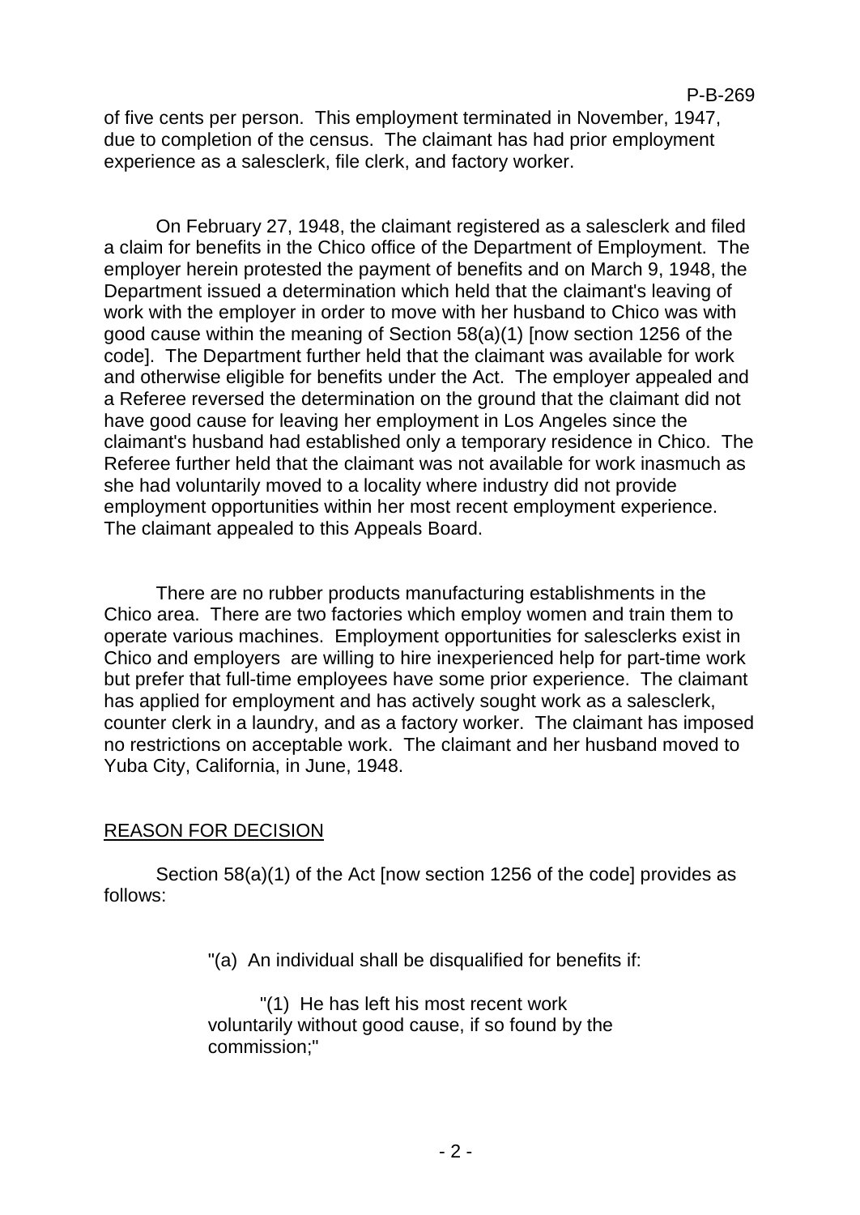of five cents per person. This employment terminated in November, 1947, due to completion of the census. The claimant has had prior employment experience as a salesclerk, file clerk, and factory worker.

On February 27, 1948, the claimant registered as a salesclerk and filed a claim for benefits in the Chico office of the Department of Employment. The employer herein protested the payment of benefits and on March 9, 1948, the Department issued a determination which held that the claimant's leaving of work with the employer in order to move with her husband to Chico was with good cause within the meaning of Section 58(a)(1) [now section 1256 of the code]. The Department further held that the claimant was available for work and otherwise eligible for benefits under the Act. The employer appealed and a Referee reversed the determination on the ground that the claimant did not have good cause for leaving her employment in Los Angeles since the claimant's husband had established only a temporary residence in Chico. The Referee further held that the claimant was not available for work inasmuch as she had voluntarily moved to a locality where industry did not provide employment opportunities within her most recent employment experience. The claimant appealed to this Appeals Board.

There are no rubber products manufacturing establishments in the Chico area. There are two factories which employ women and train them to operate various machines. Employment opportunities for salesclerks exist in Chico and employers are willing to hire inexperienced help for part-time work but prefer that full-time employees have some prior experience. The claimant has applied for employment and has actively sought work as a salesclerk, counter clerk in a laundry, and as a factory worker. The claimant has imposed no restrictions on acceptable work. The claimant and her husband moved to Yuba City, California, in June, 1948.

## REASON FOR DECISION

Section 58(a)(1) of the Act [now section 1256 of the code] provides as follows:

> "(a) An individual shall be disqualified for benefits if:
>
> "(1) He has left his most recent work voluntarily without good cause, if so found by the commission;"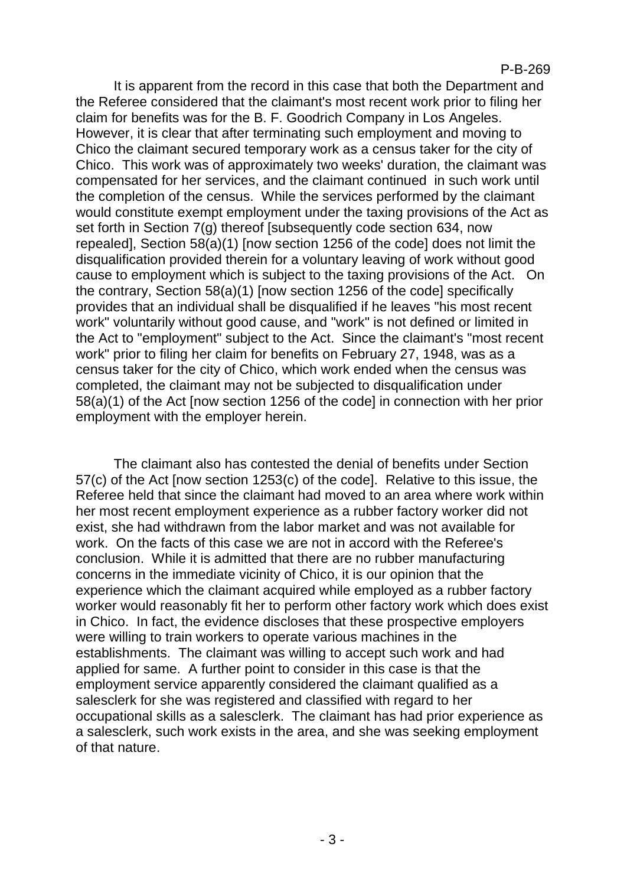It is apparent from the record in this case that both the Department and the Referee considered that the claimant's most recent work prior to filing her claim for benefits was for the B. F. Goodrich Company in Los Angeles. However, it is clear that after terminating such employment and moving to Chico the claimant secured temporary work as a census taker for the city of Chico. This work was of approximately two weeks' duration, the claimant was compensated for her services, and the claimant continued in such work until the completion of the census. While the services performed by the claimant would constitute exempt employment under the taxing provisions of the Act as set forth in Section 7(g) thereof [subsequently code section 634, now repealed], Section 58(a)(1) [now section 1256 of the code] does not limit the disqualification provided therein for a voluntary leaving of work without good cause to employment which is subject to the taxing provisions of the Act. On the contrary, Section 58(a)(1) [now section 1256 of the code] specifically provides that an individual shall be disqualified if he leaves "his most recent work" voluntarily without good cause, and "work" is not defined or limited in the Act to "employment" subject to the Act. Since the claimant's "most recent work" prior to filing her claim for benefits on February 27, 1948, was as a census taker for the city of Chico, which work ended when the census was completed, the claimant may not be subjected to disqualification under 58(a)(1) of the Act [now section 1256 of the code] in connection with her prior employment with the employer herein.

The claimant also has contested the denial of benefits under Section 57(c) of the Act [now section 1253(c) of the code]. Relative to this issue, the Referee held that since the claimant had moved to an area where work within her most recent employment experience as a rubber factory worker did not exist, she had withdrawn from the labor market and was not available for work. On the facts of this case we are not in accord with the Referee's conclusion. While it is admitted that there are no rubber manufacturing concerns in the immediate vicinity of Chico, it is our opinion that the experience which the claimant acquired while employed as a rubber factory worker would reasonably fit her to perform other factory work which does exist in Chico. In fact, the evidence discloses that these prospective employers were willing to train workers to operate various machines in the establishments. The claimant was willing to accept such work and had applied for same. A further point to consider in this case is that the employment service apparently considered the claimant qualified as a salesclerk for she was registered and classified with regard to her occupational skills as a salesclerk. The claimant has had prior experience as a salesclerk, such work exists in the area, and she was seeking employment of that nature.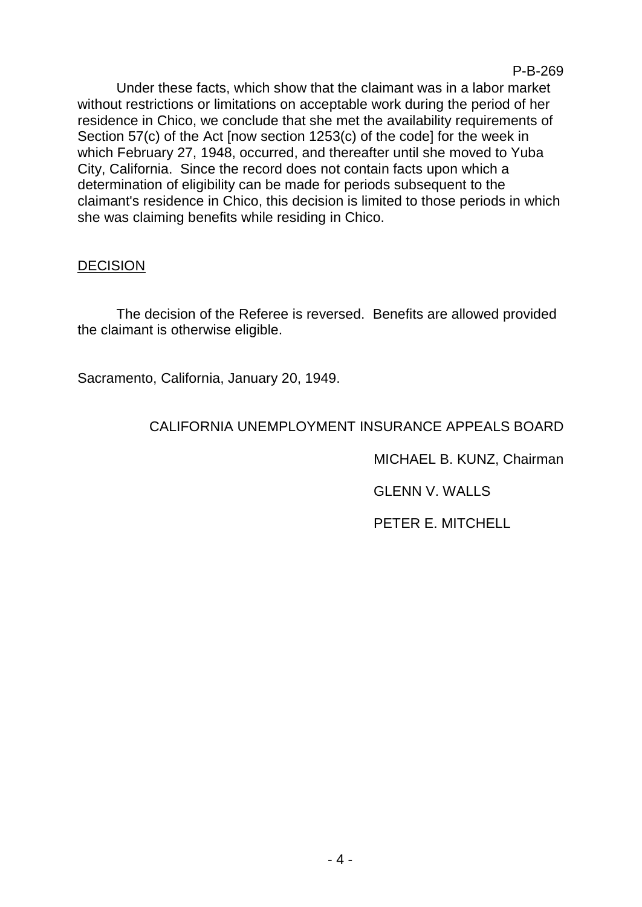Under these facts, which show that the claimant was in a labor market without restrictions or limitations on acceptable work during the period of her residence in Chico, we conclude that she met the availability requirements of Section 57(c) of the Act [now section 1253(c) of the code] for the week in which February 27, 1948, occurred, and thereafter until she moved to Yuba City, California. Since the record does not contain facts upon which a determination of eligibility can be made for periods subsequent to the claimant's residence in Chico, this decision is limited to those periods in which she was claiming benefits while residing in Chico.

## DECISION

The decision of the Referee is reversed. Benefits are allowed provided the claimant is otherwise eligible.

Sacramento, California, January 20, 1949.

CALIFORNIA UNEMPLOYMENT INSURANCE APPEALS BOARD

MICHAEL B. KUNZ, Chairman

GLENN V. WALLS

PETER E. MITCHELL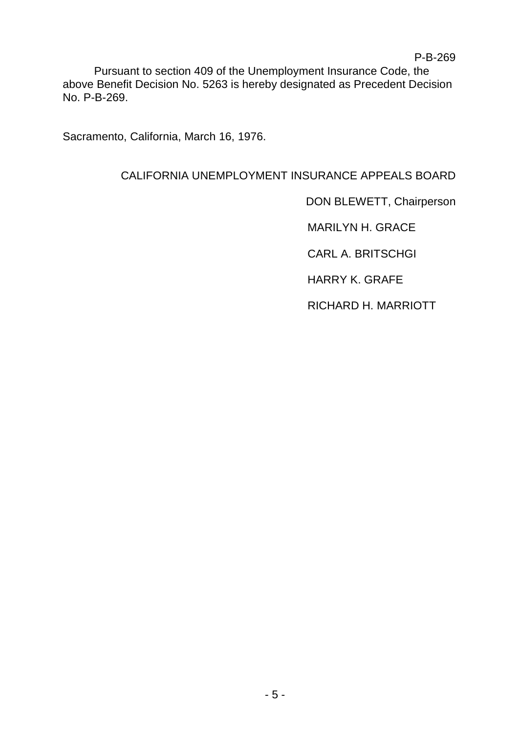Pursuant to section 409 of the Unemployment Insurance Code, the above Benefit Decision No. 5263 is hereby designated as Precedent Decision No. P-B-269.

Sacramento, California, March 16, 1976.

CALIFORNIA UNEMPLOYMENT INSURANCE APPEALS BOARD

DON BLEWETT, Chairperson

MARILYN H. GRACE

CARL A. BRITSCHGI

HARRY K. GRAFE

RICHARD H. MARRIOTT